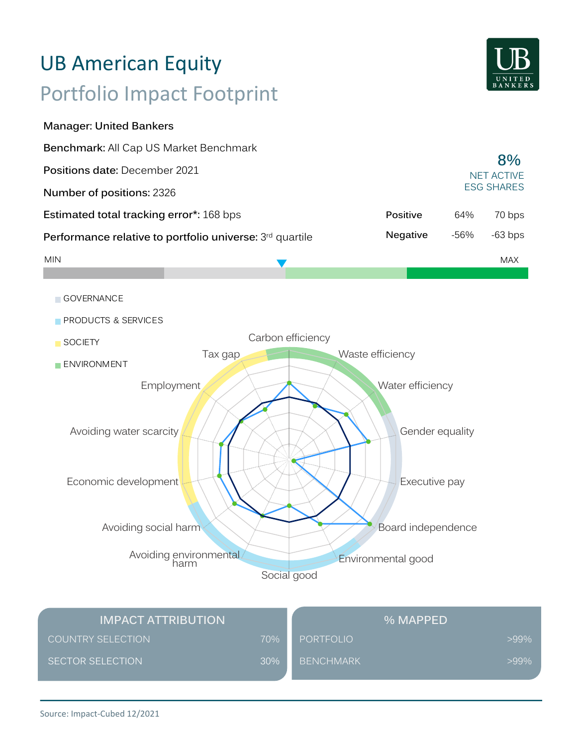# UB American Equity

## Portfolio Impact Footprint

**Manager: United Bankers**

**Benchmark:** All Cap US Market Benchmark

**Positions date:** December 2021

**Number of positions:** 2326

**Estimated total tracking error*:** 168 bps

**Performance relative to portfolio universe:** 3rd quartile

**8%**
NET ACTIVE ESG SHARES

| | | |
|---|---|---|
| **Positive** | 64% | 70 bps |
| **Negative** | -56% | -63 bps |

MIN — MAX

- GOVERNANCE
- PRODUCTS & SERVICES
- SOCIETY
- ENVIRONMENT

Carbon efficiency, Waste efficiency, Water efficiency, Gender equality, Executive pay, Board independence, Environmental good, Social good, Avoiding environmental harm, Avoiding social harm, Economic development, Avoiding water scarcity, Employment, Tax gap

| IMPACT ATTRIBUTION | |
|---|---|
| COUNTRY SELECTION | 70% |
| SECTOR SELECTION | 30% |

| % MAPPED | |
|---|---|
| PORTFOLIO | >99% |
| BENCHMARK | >99% |

Source: Impact-Cubed 12/2021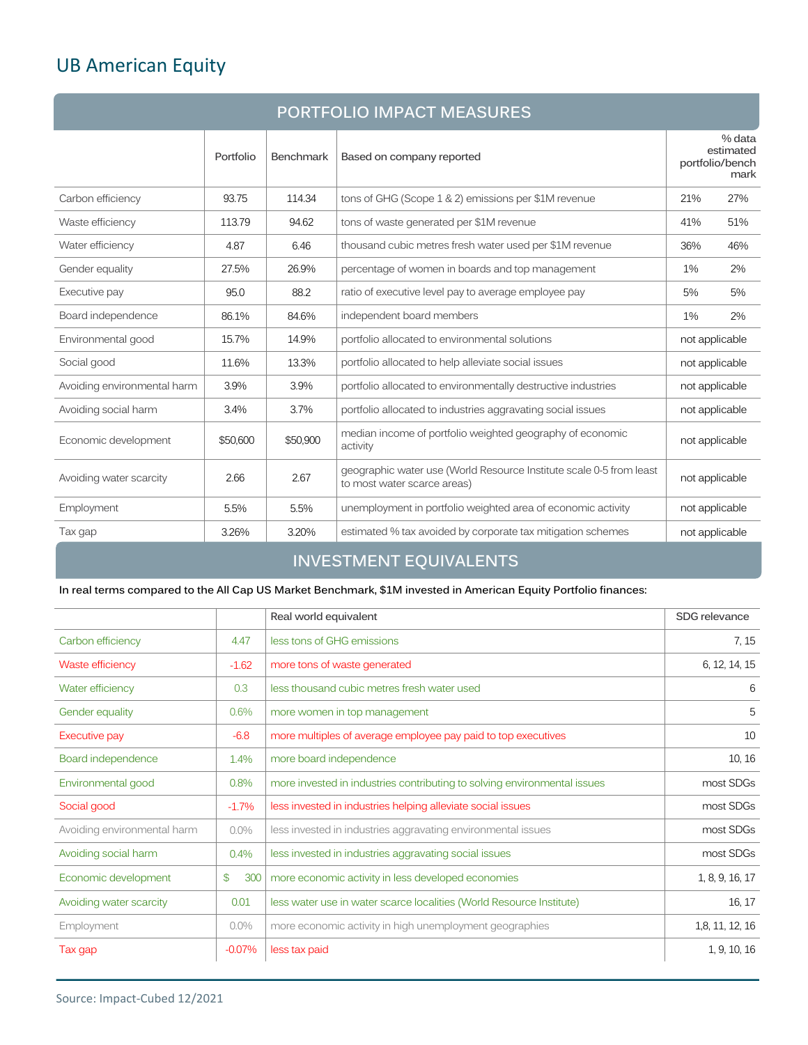# UB American Equity

## PORTFOLIO IMPACT MEASURES

| | Portfolio | Benchmark | Based on company reported | % data estimated portfolio/benchmark | |
|---|---|---|---|---|---|
| Carbon efficiency | 93.75 | 114.34 | tons of GHG (Scope 1 & 2) emissions per $1M revenue | 21% | 27% |
| Waste efficiency | 113.79 | 94.62 | tons of waste generated per $1M revenue | 41% | 51% |
| Water efficiency | 4.87 | 6.46 | thousand cubic metres fresh water used per $1M revenue | 36% | 46% |
| Gender equality | 27.5% | 26.9% | percentage of women in boards and top management | 1% | 2% |
| Executive pay | 95.0 | 88.2 | ratio of executive level pay to average employee pay | 5% | 5% |
| Board independence | 86.1% | 84.6% | independent board members | 1% | 2% |
| Environmental good | 15.7% | 14.9% | portfolio allocated to environmental solutions | not applicable | |
| Social good | 11.6% | 13.3% | portfolio allocated to help alleviate social issues | not applicable | |
| Avoiding environmental harm | 3.9% | 3.9% | portfolio allocated to environmentally destructive industries | not applicable | |
| Avoiding social harm | 3.4% | 3.7% | portfolio allocated to industries aggravating social issues | not applicable | |
| Economic development | $50,600 | $50,900 | median income of portfolio weighted geography of economic activity | not applicable | |
| Avoiding water scarcity | 2.66 | 2.67 | geographic water use (World Resource Institute scale 0-5 from least to most water scarce areas) | not applicable | |
| Employment | 5.5% | 5.5% | unemployment in portfolio weighted area of economic activity | not applicable | |
| Tax gap | 3.26% | 3.20% | estimated % tax avoided by corporate tax mitigation schemes | not applicable | |

## INVESTMENT EQUIVALENTS

**In real terms compared to the All Cap US Market Benchmark, $1M invested in American Equity Portfolio finances:**

| | | Real world equivalent | SDG relevance |
|---|---|---|---|
| Carbon efficiency | 4.47 | less tons of GHG emissions | 7, 15 |
| Waste efficiency | -1.62 | more tons of waste generated | 6, 12, 14, 15 |
| Water efficiency | 0.3 | less thousand cubic metres fresh water used | 6 |
| Gender equality | 0.6% | more women in top management | 5 |
| Executive pay | -6.8 | more multiples of average employee pay paid to top executives | 10 |
| Board independence | 1.4% | more board independence | 10, 16 |
| Environmental good | 0.8% | more invested in industries contributing to solving environmental issues | most SDGs |
| Social good | -1.7% | less invested in industries helping alleviate social issues | most SDGs |
| Avoiding environmental harm | 0.0% | less invested in industries aggravating environmental issues | most SDGs |
| Avoiding social harm | 0.4% | less invested in industries aggravating social issues | most SDGs |
| Economic development | $ 300 | more economic activity in less developed economies | 1, 8, 9, 16, 17 |
| Avoiding water scarcity | 0.01 | less water use in water scarce localities (World Resource Institute) | 16, 17 |
| Employment | 0.0% | more economic activity in high unemployment geographies | 1,8, 11, 12, 16 |
| Tax gap | -0.07% | less tax paid | 1, 9, 10, 16 |

Source: Impact-Cubed 12/2021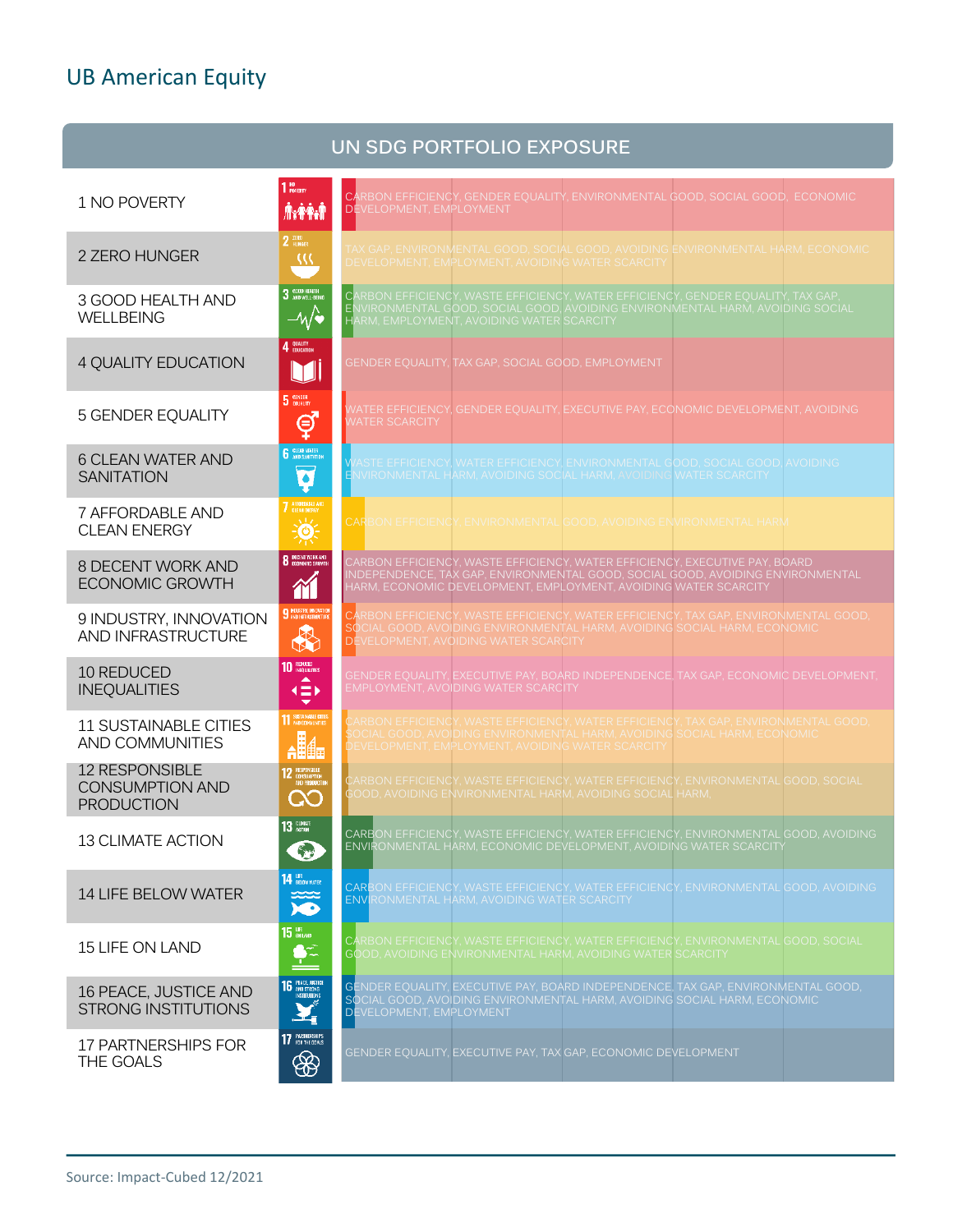## UB American Equity

| UN SDG PORTFOLIO EXPOSURE | |
|---|---|
| 1 NO POVERTY | CARBON EFFICIENCY, GENDER EQUALITY, ENVIRONMENTAL GOOD, SOCIAL GOOD, ECONOMIC DEVELOPMENT, EMPLOYMENT |
| 2 ZERO HUNGER | TAX GAP, ENVIRONMENTAL GOOD, SOCIAL GOOD, AVOIDING ENVIRONMENTAL HARM, ECONOMIC DEVELOPMENT, EMPLOYMENT, AVOIDING WATER SCARCITY |
| 3 GOOD HEALTH AND WELLBEING | CARBON EFFICIENCY, WASTE EFFICIENCY, WATER EFFICIENCY, GENDER EQUALITY, TAX GAP, ENVIRONMENTAL GOOD, SOCIAL GOOD, AVOIDING ENVIRONMENTAL HARM, AVOIDING SOCIAL HARM, EMPLOYMENT, AVOIDING WATER SCARCITY |
| 4 QUALITY EDUCATION | GENDER EQUALITY, TAX GAP, SOCIAL GOOD, EMPLOYMENT |
| 5 GENDER EQUALITY | WATER EFFICIENCY, GENDER EQUALITY, EXECUTIVE PAY, ECONOMIC DEVELOPMENT, AVOIDING WATER SCARCITY |
| 6 CLEAN WATER AND SANITATION | WASTE EFFICIENCY, WATER EFFICIENCY, ENVIRONMENTAL GOOD, SOCIAL GOOD, AVOIDING ENVIRONMENTAL HARM, AVOIDING SOCIAL HARM, AVOIDING WATER SCARCITY |
| 7 AFFORDABLE AND CLEAN ENERGY | CARBON EFFICIENCY, ENVIRONMENTAL GOOD, AVOIDING ENVIRONMENTAL HARM |
| 8 DECENT WORK AND ECONOMIC GROWTH | CARBON EFFICIENCY, WASTE EFFICIENCY, WATER EFFICIENCY, EXECUTIVE PAY, BOARD INDEPENDENCE, TAX GAP, ENVIRONMENTAL GOOD, SOCIAL GOOD, AVOIDING ENVIRONMENTAL HARM, ECONOMIC DEVELOPMENT, EMPLOYMENT, AVOIDING WATER SCARCITY |
| 9 INDUSTRY, INNOVATION AND INFRASTRUCTURE | CARBON EFFICIENCY, WASTE EFFICIENCY, WATER EFFICIENCY, TAX GAP, ENVIRONMENTAL GOOD, SOCIAL GOOD, AVOIDING ENVIRONMENTAL HARM, AVOIDING SOCIAL HARM, ECONOMIC DEVELOPMENT, AVOIDING WATER SCARCITY |
| 10 REDUCED INEQUALITIES | GENDER EQUALITY, EXECUTIVE PAY, BOARD INDEPENDENCE, TAX GAP, ECONOMIC DEVELOPMENT, EMPLOYMENT, AVOIDING WATER SCARCITY |
| 11 SUSTAINABLE CITIES AND COMMUNITIES | CARBON EFFICIENCY, WASTE EFFICIENCY, WATER EFFICIENCY, TAX GAP, ENVIRONMENTAL GOOD, SOCIAL GOOD, AVOIDING ENVIRONMENTAL HARM, AVOIDING SOCIAL HARM, ECONOMIC DEVELOPMENT, EMPLOYMENT, AVOIDING WATER SCARCITY |
| 12 RESPONSIBLE CONSUMPTION AND PRODUCTION | CARBON EFFICIENCY, WASTE EFFICIENCY, WATER EFFICIENCY, ENVIRONMENTAL GOOD, SOCIAL GOOD, AVOIDING ENVIRONMENTAL HARM, AVOIDING SOCIAL HARM, |
| 13 CLIMATE ACTION | CARBON EFFICIENCY, WASTE EFFICIENCY, WATER EFFICIENCY, ENVIRONMENTAL GOOD, AVOIDING ENVIRONMENTAL HARM, ECONOMIC DEVELOPMENT, AVOIDING WATER SCARCITY |
| 14 LIFE BELOW WATER | CARBON EFFICIENCY, WASTE EFFICIENCY, WATER EFFICIENCY, ENVIRONMENTAL GOOD, AVOIDING ENVIRONMENTAL HARM, AVOIDING WATER SCARCITY |
| 15 LIFE ON LAND | CARBON EFFICIENCY, WASTE EFFICIENCY, WATER EFFICIENCY, ENVIRONMENTAL GOOD, SOCIAL GOOD, AVOIDING ENVIRONMENTAL HARM, AVOIDING WATER SCARCITY |
| 16 PEACE, JUSTICE AND STRONG INSTITUTIONS | GENDER EQUALITY, EXECUTIVE PAY, BOARD INDEPENDENCE, TAX GAP, ENVIRONMENTAL GOOD, SOCIAL GOOD, AVOIDING ENVIRONMENTAL HARM, AVOIDING SOCIAL HARM, ECONOMIC DEVELOPMENT, EMPLOYMENT |
| 17 PARTNERSHIPS FOR THE GOALS | GENDER EQUALITY, EXECUTIVE PAY, TAX GAP, ECONOMIC DEVELOPMENT |

Source: Impact-Cubed 12/2021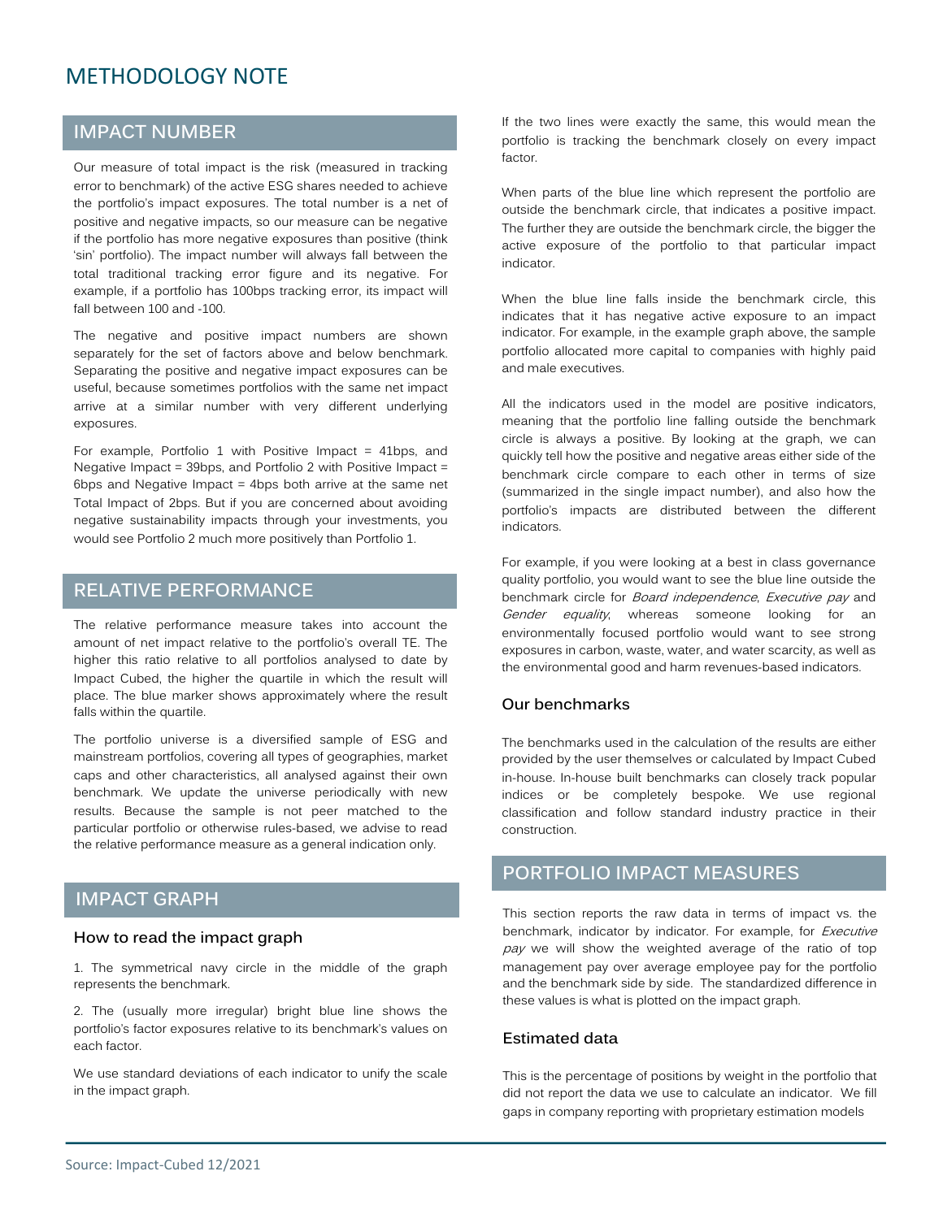# METHODOLOGY NOTE

## IMPACT NUMBER

Our measure of total impact is the risk (measured in tracking error to benchmark) of the active ESG shares needed to achieve the portfolio's impact exposures. The total number is a net of positive and negative impacts, so our measure can be negative if the portfolio has more negative exposures than positive (think 'sin' portfolio). The impact number will always fall between the total traditional tracking error figure and its negative. For example, if a portfolio has 100bps tracking error, its impact will fall between 100 and -100.

The negative and positive impact numbers are shown separately for the set of factors above and below benchmark. Separating the positive and negative impact exposures can be useful, because sometimes portfolios with the same net impact arrive at a similar number with very different underlying exposures.

For example, Portfolio 1 with Positive Impact = 41bps, and Negative Impact = 39bps, and Portfolio 2 with Positive Impact = 6bps and Negative Impact = 4bps both arrive at the same net Total Impact of 2bps. But if you are concerned about avoiding negative sustainability impacts through your investments, you would see Portfolio 2 much more positively than Portfolio 1.

## RELATIVE PERFORMANCE

The relative performance measure takes into account the amount of net impact relative to the portfolio's overall TE. The higher this ratio relative to all portfolios analysed to date by Impact Cubed, the higher the quartile in which the result will place. The blue marker shows approximately where the result falls within the quartile.

The portfolio universe is a diversified sample of ESG and mainstream portfolios, covering all types of geographies, market caps and other characteristics, all analysed against their own benchmark. We update the universe periodically with new results. Because the sample is not peer matched to the particular portfolio or otherwise rules-based, we advise to read the relative performance measure as a general indication only.

## IMPACT GRAPH

### How to read the impact graph

1. The symmetrical navy circle in the middle of the graph represents the benchmark.

2. The (usually more irregular) bright blue line shows the portfolio's factor exposures relative to its benchmark's values on each factor.

We use standard deviations of each indicator to unify the scale in the impact graph.

If the two lines were exactly the same, this would mean the portfolio is tracking the benchmark closely on every impact factor.

When parts of the blue line which represent the portfolio are outside the benchmark circle, that indicates a positive impact. The further they are outside the benchmark circle, the bigger the active exposure of the portfolio to that particular impact indicator.

When the blue line falls inside the benchmark circle, this indicates that it has negative active exposure to an impact indicator. For example, in the example graph above, the sample portfolio allocated more capital to companies with highly paid and male executives.

All the indicators used in the model are positive indicators, meaning that the portfolio line falling outside the benchmark circle is always a positive. By looking at the graph, we can quickly tell how the positive and negative areas either side of the benchmark circle compare to each other in terms of size (summarized in the single impact number), and also how the portfolio's impacts are distributed between the different indicators.

For example, if you were looking at a best in class governance quality portfolio, you would want to see the blue line outside the benchmark circle for *Board independence*, *Executive pay* and *Gender equality*, whereas someone looking for an environmentally focused portfolio would want to see strong exposures in carbon, waste, water, and water scarcity, as well as the environmental good and harm revenues-based indicators.

### Our benchmarks

The benchmarks used in the calculation of the results are either provided by the user themselves or calculated by Impact Cubed in-house. In-house built benchmarks can closely track popular indices or be completely bespoke. We use regional classification and follow standard industry practice in their construction.

## PORTFOLIO IMPACT MEASURES

This section reports the raw data in terms of impact vs. the benchmark, indicator by indicator. For example, for *Executive pay* we will show the weighted average of the ratio of top management pay over average employee pay for the portfolio and the benchmark side by side. The standardized difference in these values is what is plotted on the impact graph.

### Estimated data

This is the percentage of positions by weight in the portfolio that did not report the data we use to calculate an indicator. We fill gaps in company reporting with proprietary estimation models

Source: Impact-Cubed 12/2021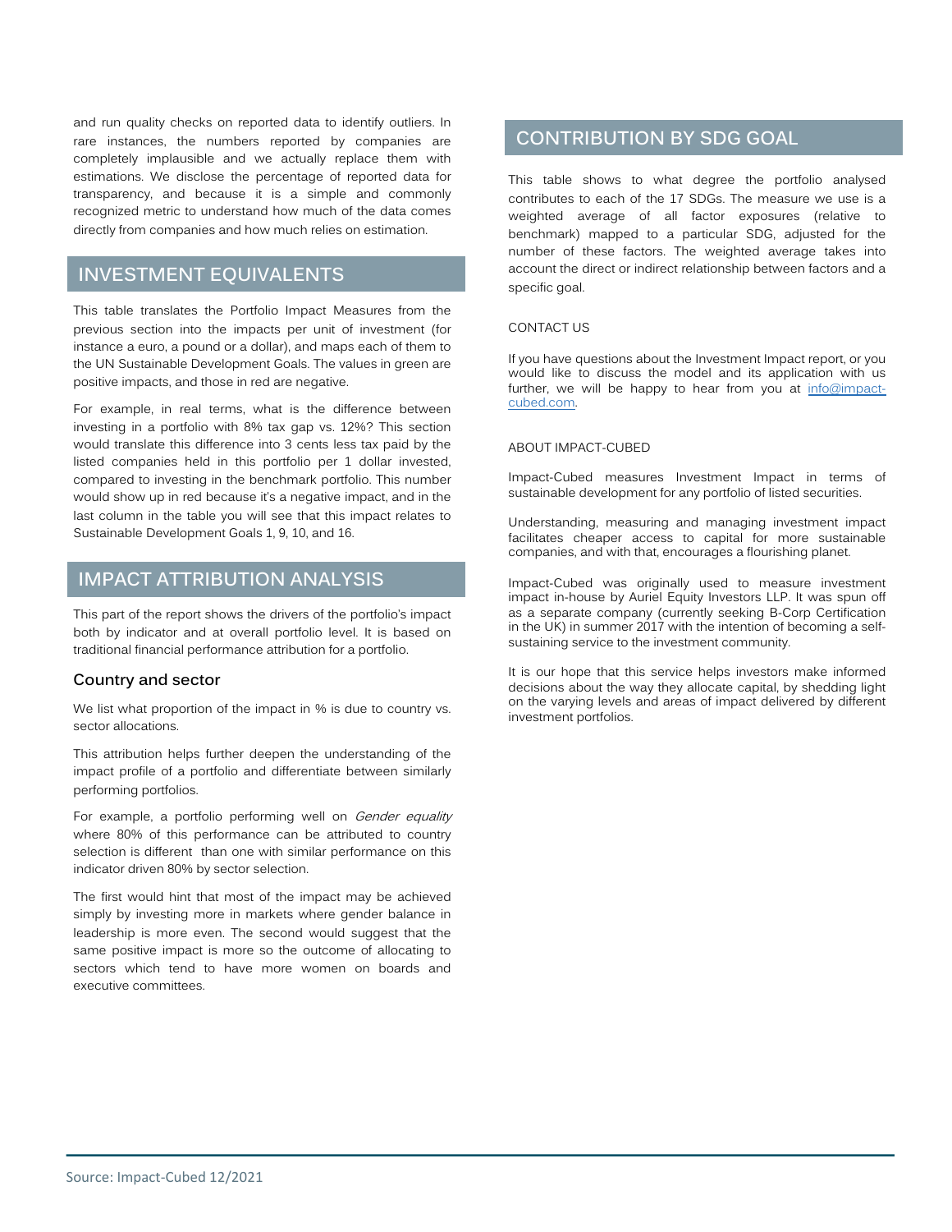and run quality checks on reported data to identify outliers. In rare instances, the numbers reported by companies are completely implausible and we actually replace them with estimations. We disclose the percentage of reported data for transparency, and because it is a simple and commonly recognized metric to understand how much of the data comes directly from companies and how much relies on estimation.

## INVESTMENT EQUIVALENTS

This table translates the Portfolio Impact Measures from the previous section into the impacts per unit of investment (for instance a euro, a pound or a dollar), and maps each of them to the UN Sustainable Development Goals. The values in green are positive impacts, and those in red are negative.

For example, in real terms, what is the difference between investing in a portfolio with 8% tax gap vs. 12%? This section would translate this difference into 3 cents less tax paid by the listed companies held in this portfolio per 1 dollar invested, compared to investing in the benchmark portfolio. This number would show up in red because it's a negative impact, and in the last column in the table you will see that this impact relates to Sustainable Development Goals 1, 9, 10, and 16.

## IMPACT ATTRIBUTION ANALYSIS

This part of the report shows the drivers of the portfolio's impact both by indicator and at overall portfolio level. It is based on traditional financial performance attribution for a portfolio.

### Country and sector

We list what proportion of the impact in % is due to country vs. sector allocations.

This attribution helps further deepen the understanding of the impact profile of a portfolio and differentiate between similarly performing portfolios.

For example, a portfolio performing well on *Gender equality* where 80% of this performance can be attributed to country selection is different than one with similar performance on this indicator driven 80% by sector selection.

The first would hint that most of the impact may be achieved simply by investing more in markets where gender balance in leadership is more even. The second would suggest that the same positive impact is more so the outcome of allocating to sectors which tend to have more women on boards and executive committees.

## CONTRIBUTION BY SDG GOAL

This table shows to what degree the portfolio analysed contributes to each of the 17 SDGs. The measure we use is a weighted average of all factor exposures (relative to benchmark) mapped to a particular SDG, adjusted for the number of these factors. The weighted average takes into account the direct or indirect relationship between factors and a specific goal.

CONTACT US

If you have questions about the Investment Impact report, or you would like to discuss the model and its application with us further, we will be happy to hear from you at [info@impact-cubed.com](mailto:info@impact-cubed.com).

ABOUT IMPACT-CUBED

Impact-Cubed measures Investment Impact in terms of sustainable development for any portfolio of listed securities.

Understanding, measuring and managing investment impact facilitates cheaper access to capital for more sustainable companies, and with that, encourages a flourishing planet.

Impact-Cubed was originally used to measure investment impact in-house by Auriel Equity Investors LLP. It was spun off as a separate company (currently seeking B-Corp Certification in the UK) in summer 2017 with the intention of becoming a self-sustaining service to the investment community.

It is our hope that this service helps investors make informed decisions about the way they allocate capital, by shedding light on the varying levels and areas of impact delivered by different investment portfolios.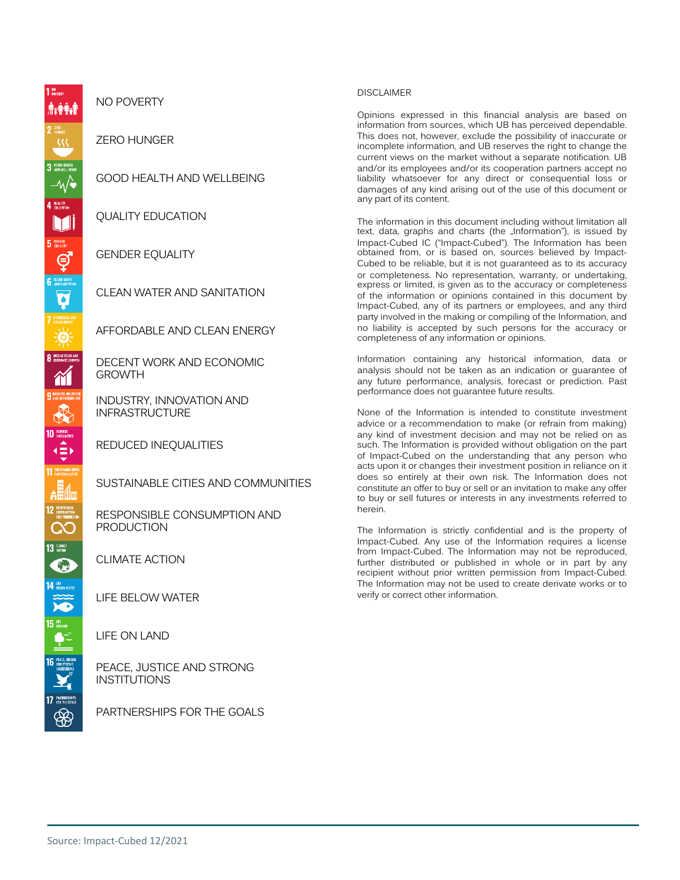NO POVERTY

ZERO HUNGER

GOOD HEALTH AND WELLBEING

QUALITY EDUCATION

GENDER EQUALITY

CLEAN WATER AND SANITATION

AFFORDABLE AND CLEAN ENERGY

DECENT WORK AND ECONOMIC GROWTH

INDUSTRY, INNOVATION AND INFRASTRUCTURE

REDUCED INEQUALITIES

SUSTAINABLE CITIES AND COMMUNITIES

RESPONSIBLE CONSUMPTION AND PRODUCTION

CLIMATE ACTION

LIFE BELOW WATER

LIFE ON LAND

PEACE, JUSTICE AND STRONG INSTITUTIONS

PARTNERSHIPS FOR THE GOALS

## DISCLAIMER

Opinions expressed in this financial analysis are based on information from sources, which UB has perceived dependable. This does not, however, exclude the possibility of inaccurate or incomplete information, and UB reserves the right to change the current views on the market without a separate notification. UB and/or its employees and/or its cooperation partners accept no liability whatsoever for any direct or consequential loss or damages of any kind arising out of the use of this document or any part of its content.

The information in this document including without limitation all text, data, graphs and charts (the „Information"), is issued by Impact-Cubed IC ("Impact-Cubed"). The Information has been obtained from, or is based on, sources believed by Impact-Cubed to be reliable, but it is not guaranteed as to its accuracy or completeness. No representation, warranty, or undertaking, express or limited, is given as to the accuracy or completeness of the information or opinions contained in this document by Impact-Cubed, any of its partners or employees, and any third party involved in the making or compiling of the Information, and no liability is accepted by such persons for the accuracy or completeness of any information or opinions.

Information containing any historical information, data or analysis should not be taken as an indication or guarantee of any future performance, analysis, forecast or prediction. Past performance does not guarantee future results.

None of the Information is intended to constitute investment advice or a recommendation to make (or refrain from making) any kind of investment decision and may not be relied on as such. The Information is provided without obligation on the part of Impact-Cubed on the understanding that any person who acts upon it or changes their investment position in reliance on it does so entirely at their own risk. The Information does not constitute an offer to buy or sell or an invitation to make any offer to buy or sell futures or interests in any investments referred to herein.

The Information is strictly confidential and is the property of Impact-Cubed. Any use of the Information requires a license from Impact-Cubed. The Information may not be reproduced, further distributed or published in whole or in part by any recipient without prior written permission from Impact-Cubed. The Information may not be used to create derivate works or to verify or correct other information.

Source: Impact-Cubed 12/2021